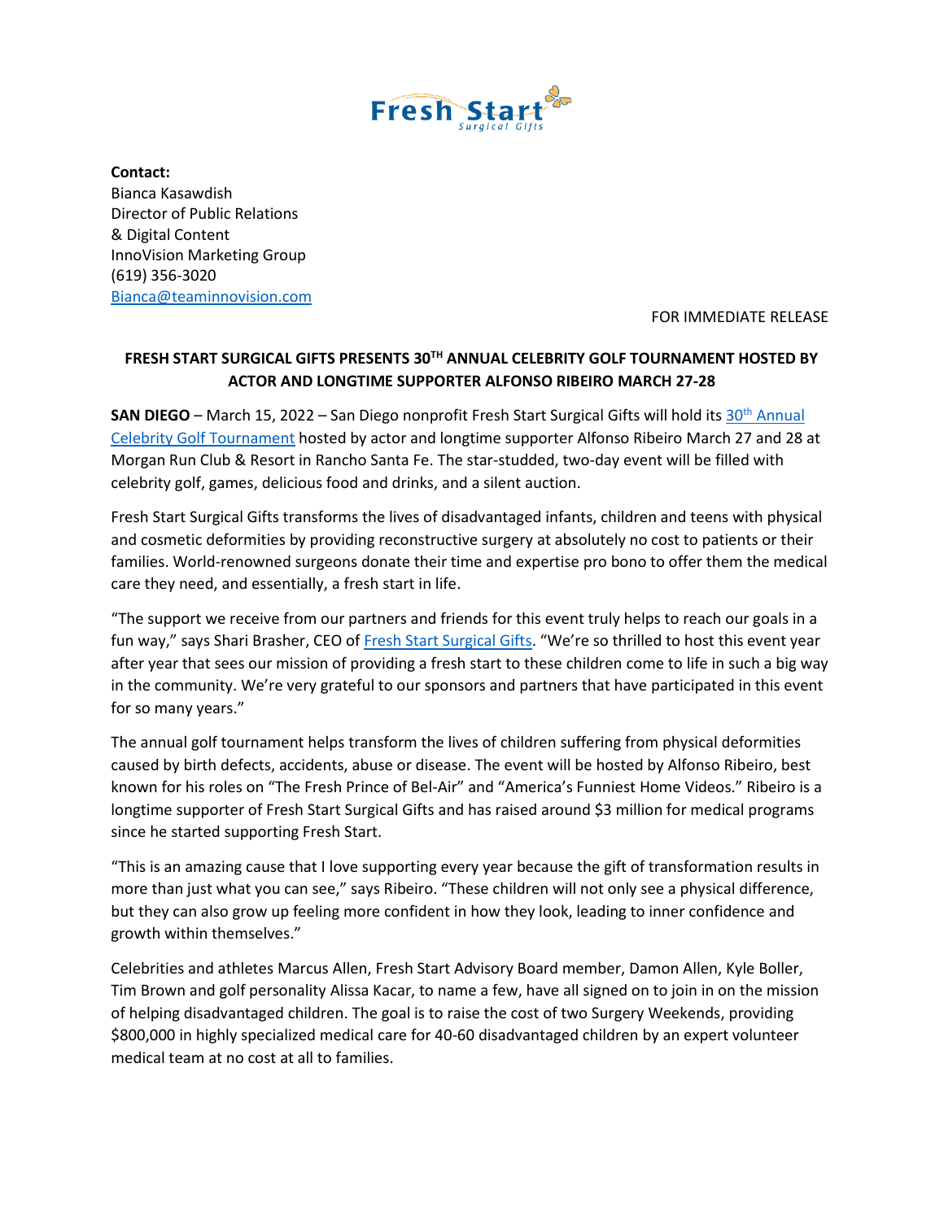**Contact:**
Bianca Kasawdish
Director of Public Relations
& Digital Content
InnoVision Marketing Group
(619) 356-3020
Bianca@teaminnovision.com

FOR IMMEDIATE RELEASE

**FRESH START SURGICAL GIFTS PRESENTS 30TH ANNUAL CELEBRITY GOLF TOURNAMENT HOSTED BY ACTOR AND LONGTIME SUPPORTER ALFONSO RIBEIRO MARCH 27-28**

**SAN DIEGO** – March 15, 2022 – San Diego nonprofit Fresh Start Surgical Gifts will hold its 30th Annual Celebrity Golf Tournament hosted by actor and longtime supporter Alfonso Ribeiro March 27 and 28 at Morgan Run Club & Resort in Rancho Santa Fe. The star-studded, two-day event will be filled with celebrity golf, games, delicious food and drinks, and a silent auction.

Fresh Start Surgical Gifts transforms the lives of disadvantaged infants, children and teens with physical and cosmetic deformities by providing reconstructive surgery at absolutely no cost to patients or their families. World-renowned surgeons donate their time and expertise pro bono to offer them the medical care they need, and essentially, a fresh start in life.

"The support we receive from our partners and friends for this event truly helps to reach our goals in a fun way," says Shari Brasher, CEO of Fresh Start Surgical Gifts. "We're so thrilled to host this event year after year that sees our mission of providing a fresh start to these children come to life in such a big way in the community. We're very grateful to our sponsors and partners that have participated in this event for so many years."

The annual golf tournament helps transform the lives of children suffering from physical deformities caused by birth defects, accidents, abuse or disease. The event will be hosted by Alfonso Ribeiro, best known for his roles on "The Fresh Prince of Bel-Air" and "America's Funniest Home Videos." Ribeiro is a longtime supporter of Fresh Start Surgical Gifts and has raised around $3 million for medical programs since he started supporting Fresh Start.

"This is an amazing cause that I love supporting every year because the gift of transformation results in more than just what you can see," says Ribeiro. "These children will not only see a physical difference, but they can also grow up feeling more confident in how they look, leading to inner confidence and growth within themselves."

Celebrities and athletes Marcus Allen, Fresh Start Advisory Board member, Damon Allen, Kyle Boller, Tim Brown and golf personality Alissa Kacar, to name a few, have all signed on to join in on the mission of helping disadvantaged children. The goal is to raise the cost of two Surgery Weekends, providing $800,000 in highly specialized medical care for 40-60 disadvantaged children by an expert volunteer medical team at no cost at all to families.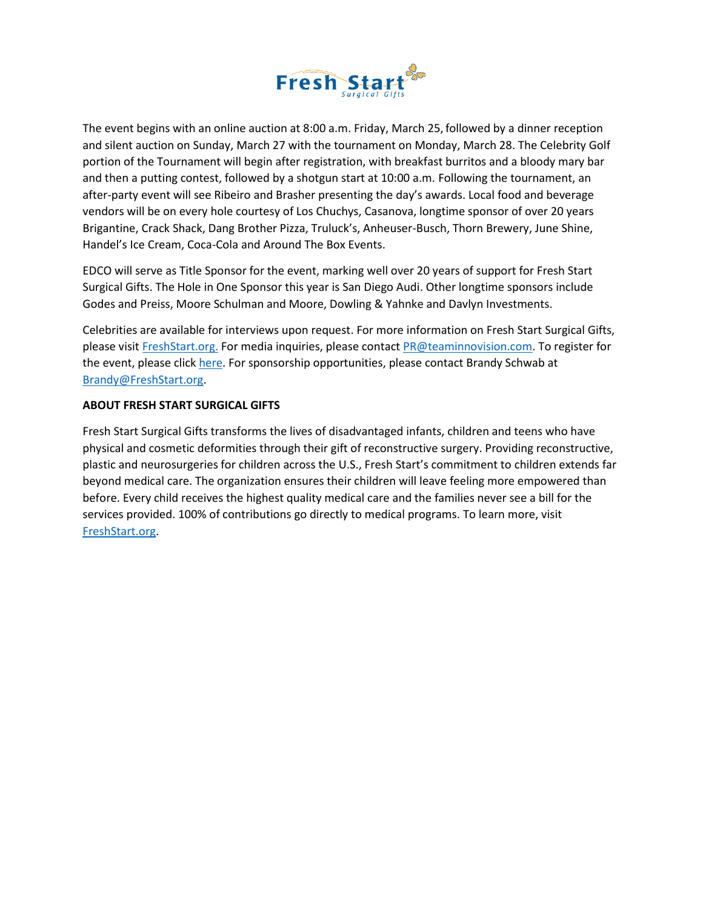The event begins with an online auction at 8:00 a.m. Friday, March 25, followed by a dinner reception and silent auction on Sunday, March 27 with the tournament on Monday, March 28. The Celebrity Golf portion of the Tournament will begin after registration, with breakfast burritos and a bloody mary bar and then a putting contest, followed by a shotgun start at 10:00 a.m. Following the tournament, an after-party event will see Ribeiro and Brasher presenting the day's awards. Local food and beverage vendors will be on every hole courtesy of Los Chuchys, Casanova, longtime sponsor of over 20 years Brigantine, Crack Shack, Dang Brother Pizza, Truluck's, Anheuser-Busch, Thorn Brewery, June Shine, Handel's Ice Cream, Coca-Cola and Around The Box Events.

EDCO will serve as Title Sponsor for the event, marking well over 20 years of support for Fresh Start Surgical Gifts. The Hole in One Sponsor this year is San Diego Audi. Other longtime sponsors include Godes and Preiss, Moore Schulman and Moore, Dowling & Yahnke and Davlyn Investments.

Celebrities are available for interviews upon request. For more information on Fresh Start Surgical Gifts, please visit FreshStart.org. For media inquiries, please contact PR@teaminnovision.com. To register for the event, please click here. For sponsorship opportunities, please contact Brandy Schwab at Brandy@FreshStart.org.

**ABOUT FRESH START SURGICAL GIFTS**

Fresh Start Surgical Gifts transforms the lives of disadvantaged infants, children and teens who have physical and cosmetic deformities through their gift of reconstructive surgery. Providing reconstructive, plastic and neurosurgeries for children across the U.S., Fresh Start's commitment to children extends far beyond medical care. The organization ensures their children will leave feeling more empowered than before. Every child receives the highest quality medical care and the families never see a bill for the services provided. 100% of contributions go directly to medical programs. To learn more, visit FreshStart.org.